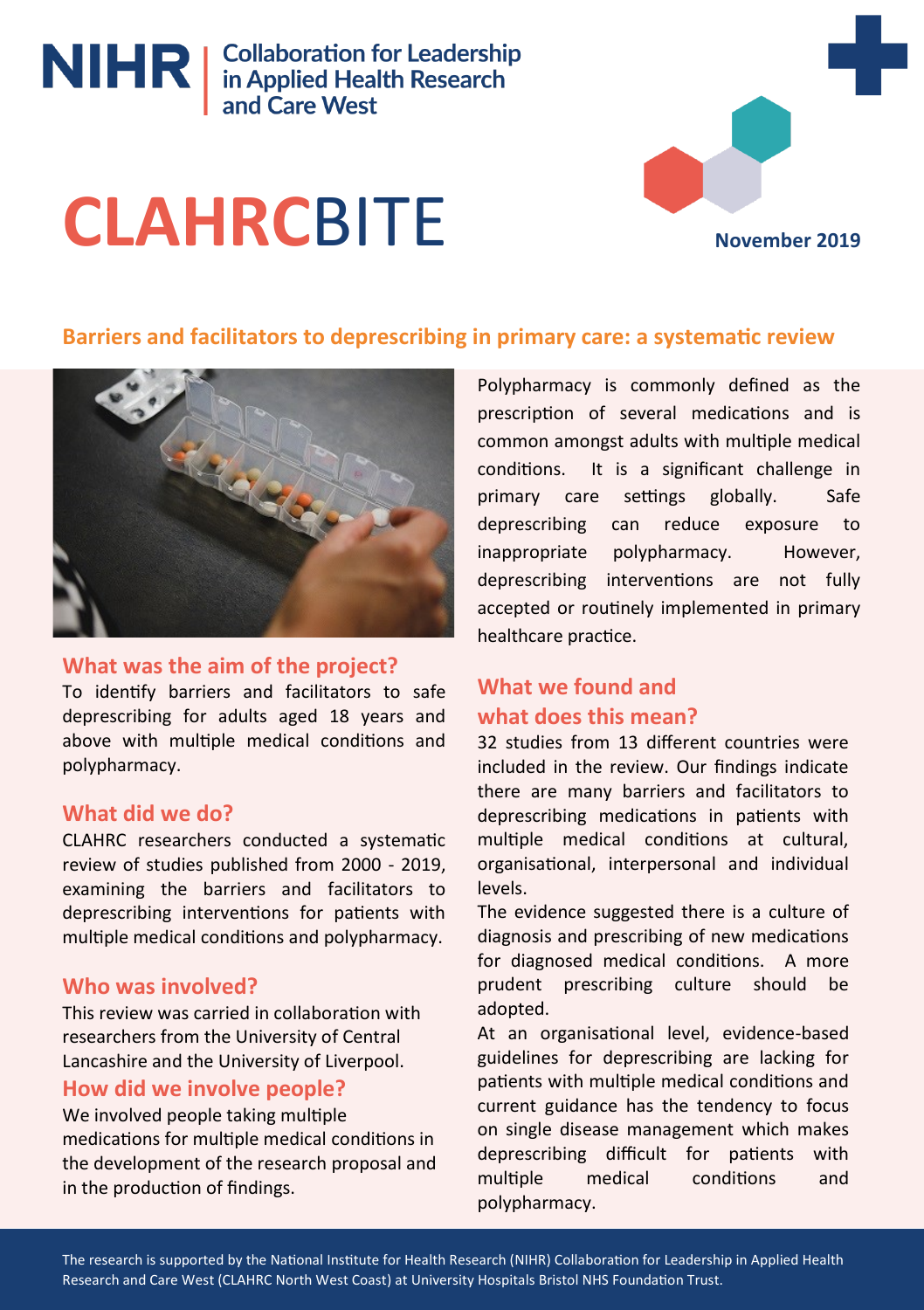NIHR | Collaboration for Leadership in Applied Health Research and Care West

# CLAHRCBITE

November 2019

## Barriers and facilitators to deprescribing in primary care: a systematic review

### What was the aim of the project?

To identify barriers and facilitators to safe deprescribing for adults aged 18 years and above with multiple medical conditions and polypharmacy.

### What did we do?

CLAHRC researchers conducted a systematic review of studies published from 2000 - 2019, examining the barriers and facilitators to deprescribing interventions for patients with multiple medical conditions and polypharmacy.

### Who was involved?

This review was carried in collaboration with researchers from the University of Central Lancashire and the University of Liverpool.

### How did we involve people?

We involved people taking multiple medications for multiple medical conditions in the development of the research proposal and in the production of findings.

Polypharmacy is commonly defined as the prescription of several medications and is common amongst adults with multiple medical conditions. It is a significant challenge in primary care settings globally. Safe deprescribing can reduce exposure to inappropriate polypharmacy. However, deprescribing interventions are not fully accepted or routinely implemented in primary healthcare practice.

### What we found and what does this mean?

32 studies from 13 different countries were included in the review. Our findings indicate there are many barriers and facilitators to deprescribing medications in patients with multiple medical conditions at cultural, organisational, interpersonal and individual levels.

The evidence suggested there is a culture of diagnosis and prescribing of new medications for diagnosed medical conditions. A more prudent prescribing culture should be adopted.

At an organisational level, evidence-based guidelines for deprescribing are lacking for patients with multiple medical conditions and current guidance has the tendency to focus on single disease management which makes deprescribing difficult for patients with multiple medical conditions and polypharmacy.

The research is supported by the National Institute for Health Research (NIHR) Collaboration for Leadership in Applied Health Research and Care West (CLAHRC North West Coast) at University Hospitals Bristol NHS Foundation Trust.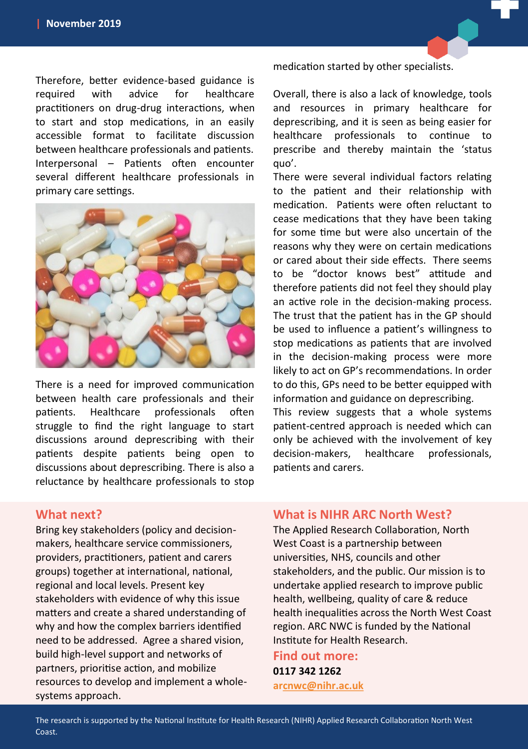Therefore, better evidence-based guidance is required with advice for healthcare practitioners on drug-drug interactions, when to start and stop medications, in an easily accessible format to facilitate discussion between healthcare professionals and patients.

Interpersonal – Patients often encounter several different healthcare professionals in primary care settings.

There is a need for improved communication between health care professionals and their patients. Healthcare professionals often struggle to find the right language to start discussions around deprescribing with their patients despite patients being open to discussions about deprescribing. There is also a reluctance by healthcare professionals to stop medication started by other specialists.

Overall, there is also a lack of knowledge, tools and resources in primary healthcare for deprescribing, and it is seen as being easier for healthcare professionals to continue to prescribe and thereby maintain the 'status quo'.

There were several individual factors relating to the patient and their relationship with medication. Patients were often reluctant to cease medications that they have been taking for some time but were also uncertain of the reasons why they were on certain medications or cared about their side effects. There seems to be "doctor knows best" attitude and therefore patients did not feel they should play an active role in the decision-making process. The trust that the patient has in the GP should be used to influence a patient's willingness to stop medications as patients that are involved in the decision-making process were more likely to act on GP's recommendations. In order to do this, GPs need to be better equipped with information and guidance on deprescribing.

This review suggests that a whole systems patient-centred approach is needed which can only be achieved with the involvement of key decision-makers, healthcare professionals, patients and carers.

## What next?

Bring key stakeholders (policy and decision-makers, healthcare service commissioners, providers, practitioners, patient and carers groups) together at international, national, regional and local levels. Present key stakeholders with evidence of why this issue matters and create a shared understanding of why and how the complex barriers identified need to be addressed. Agree a shared vision, build high-level support and networks of partners, prioritise action, and mobilize resources to develop and implement a whole-systems approach.

## What is NIHR ARC North West?

The Applied Research Collaboration, North West Coast is a partnership between universities, NHS, councils and other stakeholders, and the public. Our mission is to undertake applied research to improve public health, wellbeing, quality of care & reduce health inequalities across the North West Coast region. ARC NWC is funded by the National Institute for Health Research.

## Find out more:

**0117 342 1262**

arcnwc@nihr.ac.uk

The research is supported by the National Institute for Health Research (NIHR) Applied Research Collaboration North West Coast.